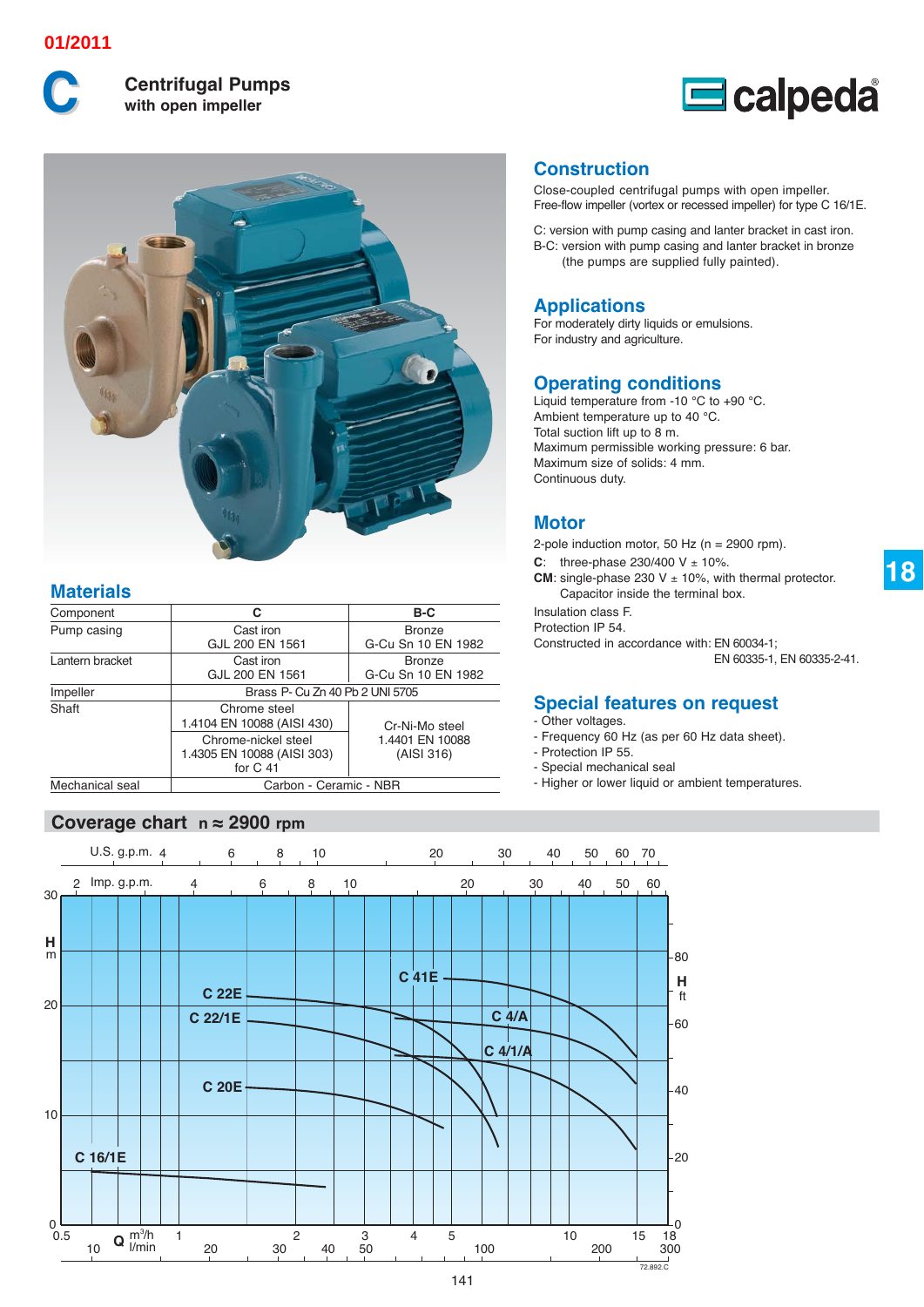01/2011

# C Centrifugal Pumps
**with open impeller**

calpeda

## Construction

Close-coupled centrifugal pumps with open impeller.
Free-flow impeller (vortex or recessed impeller) for type C 16/1E.

C: version with pump casing and lanter bracket in cast iron.
B-C: version with pump casing and lanter bracket in bronze (the pumps are supplied fully painted).

## Applications

For moderately dirty liquids or emulsions.
For industry and agriculture.

## Operating conditions

Liquid temperature from -10 °C to +90 °C.
Ambient temperature up to 40 °C.
Total suction lift up to 8 m.
Maximum permissible working pressure: 6 bar.
Maximum size of solids: 4 mm.
Continuous duty.

## Motor

2-pole induction motor, 50 Hz (n = 2900 rpm).
**C**: three-phase 230/400 V ± 10%.
**CM**: single-phase 230 V ± 10%, with thermal protector. Capacitor inside the terminal box.
Insulation class F.
Protection IP 54.
Constructed in accordance with: EN 60034-1; EN 60335-1, EN 60335-2-41.

## Special features on request

- Other voltages.
- Frequency 60 Hz (as per 60 Hz data sheet).
- Protection IP 55.
- Special mechanical seal
- Higher or lower liquid or ambient temperatures.

## Materials

| Component | C | B-C |
|---|---|---|
| Pump casing | Cast iron GJL 200 EN 1561 | Bronze G-Cu Sn 10 EN 1982 |
| Lantern bracket | Cast iron GJL 200 EN 1561 | Bronze G-Cu Sn 10 EN 1982 |
| Impeller | Brass P- Cu Zn 40 Pb 2 UNI 5705 | |
| Shaft | Chrome steel 1.4104 EN 10088 (AISI 430); Chrome-nickel steel 1.4305 EN 10088 (AISI 303) for C 41 | Cr-Ni-Mo steel 1.4401 EN 10088 (AISI 316) |
| Mechanical seal | Carbon - Ceramic - NBR | |

## Coverage chart n ≈ 2900 rpm

Pump curves: C 16/1E, C 20E, C 22/1E, C 22E, C 41E, C 4/A, C 4/1/A

Axes: H (m) 0–30; H (ft) 0–80; Q (m³/h) 0.5–18; Q (l/min) 10–300; U.S. g.p.m. 4–70; Imp. g.p.m. 2–60.

72.892.C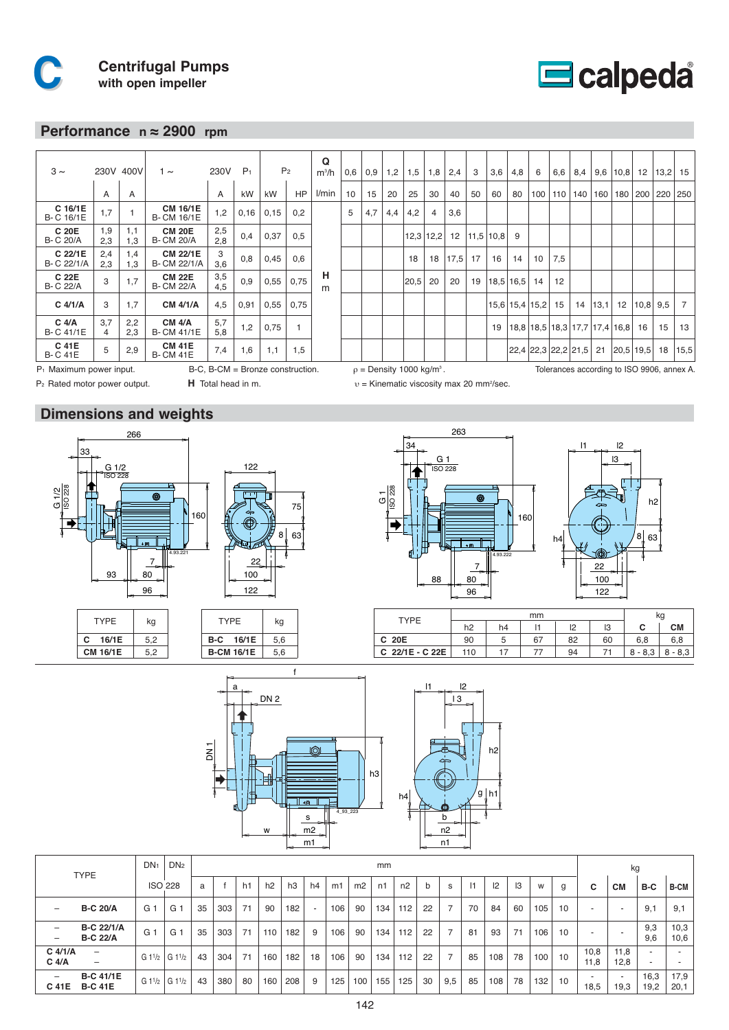# C Centrifugal Pumps with open impeller

## Performance n ≈ 2900 rpm

| 3 ~ | 230V | 400V | 1 ~ | 230V | $P_1$ | $P_2$ | | Q m³/h | 0,6 | 0,9 | 1,2 | 1,5 | 1,8 | 2,4 | 3 | 3,6 | 4,8 | 6 | 6,6 | 8,4 | 9,6 | 10,8 | 12 | 13,2 | 15 |
|---|---|---|---|---|---|---|---|---|---|---|---|---|---|---|---|---|---|---|---|---|---|---|---|---|---|
| | A | A | | A | kW | kW | HP | l/min | 10 | 15 | 20 | 25 | 30 | 40 | 50 | 60 | 80 | 100 | 110 | 140 | 160 | 180 | 200 | 220 | 250 |
| C 16/1E<br>B-C 16/1E | 1,7 | 1 | CM 16/1E<br>B-CM 16/1E | 1,2 | 0,16 | 0,15 | 0,2 | | 5 | 4,7 | 4,4 | 4,2 | 4 | 3,6 | | | | | | | | | | | |
| C 20E<br>B-C 20/A | 1,9<br>2,3 | 1,1<br>1,3 | CM 20E<br>B-CM 20/A | 2,5<br>2,8 | 0,4 | 0,37 | 0,5 | | | | | 12,3 | 12,2 | 12 | 11,5 | 10,8 | 9 | | | | | | | | |
| C 22/1E<br>B-C 22/1/A | 2,4<br>2,3 | 1,4<br>1,3 | CM 22/1E<br>B-CM 22/1/A | 3<br>3,6 | 0,8 | 0,45 | 0,6 | | | | | 18 | 18 | 17,5 | 17 | 16 | 14 | 10 | 7,5 | | | | | | |
| C 22E<br>B-C 22/A | 3 | 1,7 | CM 22E<br>B-CM 22/A | 3,5<br>4,5 | 0,9 | 0,55 | 0,75 | H<br>m | | | | 20,5 | 20 | 20 | 19 | 18,5 | 16,5 | 14 | 12 | | | | | | |
| C 4/1/A | 3 | 1,7 | CM 4/1/A | 4,5 | 0,91 | 0,55 | 0,75 | | | | | | | | | 15,6 | 15,4 | 15,2 | 15 | 14 | 13,1 | 12 | 10,8 | 9,5 | 7 |
| C 4/A<br>B-C 41/1E | 3,7<br>4 | 2,2<br>2,3 | CM 4/A<br>B-CM 41/1E | 5,7<br>5,8 | 1,2 | 0,75 | 1 | | | | | | | | | 19 | 18,8 | 18,5 | 18,3 | 17,7 | 17,4 | 16,8 | 16 | 15 | 13 |
| C 41E<br>B-C 41E | 5 | 2,9 | CM 41E<br>B-CM 41E | 7,4 | 1,6 | 1,1 | 1,5 | | | | | | | | | | 22,4 | 22,3 | 22,2 | 21,5 | 21 | 20,5 | 19,5 | 18 | 15,5 |

$P_1$ Maximum power input.
$P_2$ Rated motor power output.
B-C, B-CM = Bronze construction.
**H** Total head in m.
ρ = Density 1000 kg/m³.
υ = Kinematic viscosity max 20 mm²/sec.
Tolerances according to ISO 9906, annex A.

## Dimensions and weights

| TYPE | kg |
|---|---|
| **C 16/1E** | 5,2 |
| **CM 16/1E** | 5,2 |

| TYPE | kg |
|---|---|
| **B-C 16/1E** | 5,6 |
| **B-CM 16/1E** | 5,6 |

| TYPE | mm | | | | | kg | |
|---|---|---|---|---|---|---|---|
| | h2 | h4 | l1 | l2 | l3 | C | CM |
| **C 20E** | 90 | 5 | 67 | 82 | 60 | 6,8 | 6,8 |
| **C 22/1E - C 22E** | 110 | 17 | 77 | 94 | 71 | 8 - 8,3 | 8 - 8,3 |

| TYPE | | DN1 | DN2 | mm | | | | | | | | | | | | | | | | | | kg | | | |
|---|---|---|---|---|---|---|---|---|---|---|---|---|---|---|---|---|---|---|---|---|---|---|---|---|---|
| | | ISO 228 | | a | f | h1 | h2 | h3 | h4 | m1 | m2 | n1 | n2 | b | s | l1 | l2 | l3 | w | g | | C | CM | B-C | B-CM |
| – | **B-C 20/A** | G 1 | G 1 | 35 | 303 | 71 | 90 | 182 | - | 106 | 90 | 134 | 112 | 22 | 7 | 70 | 84 | 60 | 105 | 10 | | - | - | 9,1 | 9,1 |
| –<br>– | **B-C 22/1/A**<br>**B-C 22/A** | G 1 | G 1 | 35 | 303 | 71 | 110 | 182 | 9 | 106 | 90 | 134 | 112 | 22 | 7 | 81 | 93 | 71 | 106 | 10 | | - | - | 9,3<br>9,6 | 10,3<br>10,6 |
| **C 4/1/A**<br>**C 4/A** | –<br>– | G 1½ | G 1½ | 43 | 304 | 71 | 160 | 182 | 18 | 106 | 90 | 134 | 112 | 22 | 7 | 85 | 108 | 78 | 100 | 10 | | 10,8<br>11,8 | 11,8<br>12,8 | -<br>- | -<br>- |
| –<br>**C 41E** | **B-C 41/1E**<br>**B-C 41E** | G 1½ | G 1½ | 43 | 380 | 80 | 160 | 208 | 9 | 125 | 100 | 155 | 125 | 30 | 9,5 | 85 | 108 | 78 | 132 | 10 | | -<br>18,5 | -<br>19,3 | 16,3<br>19,2 | 17,9<br>20,1 |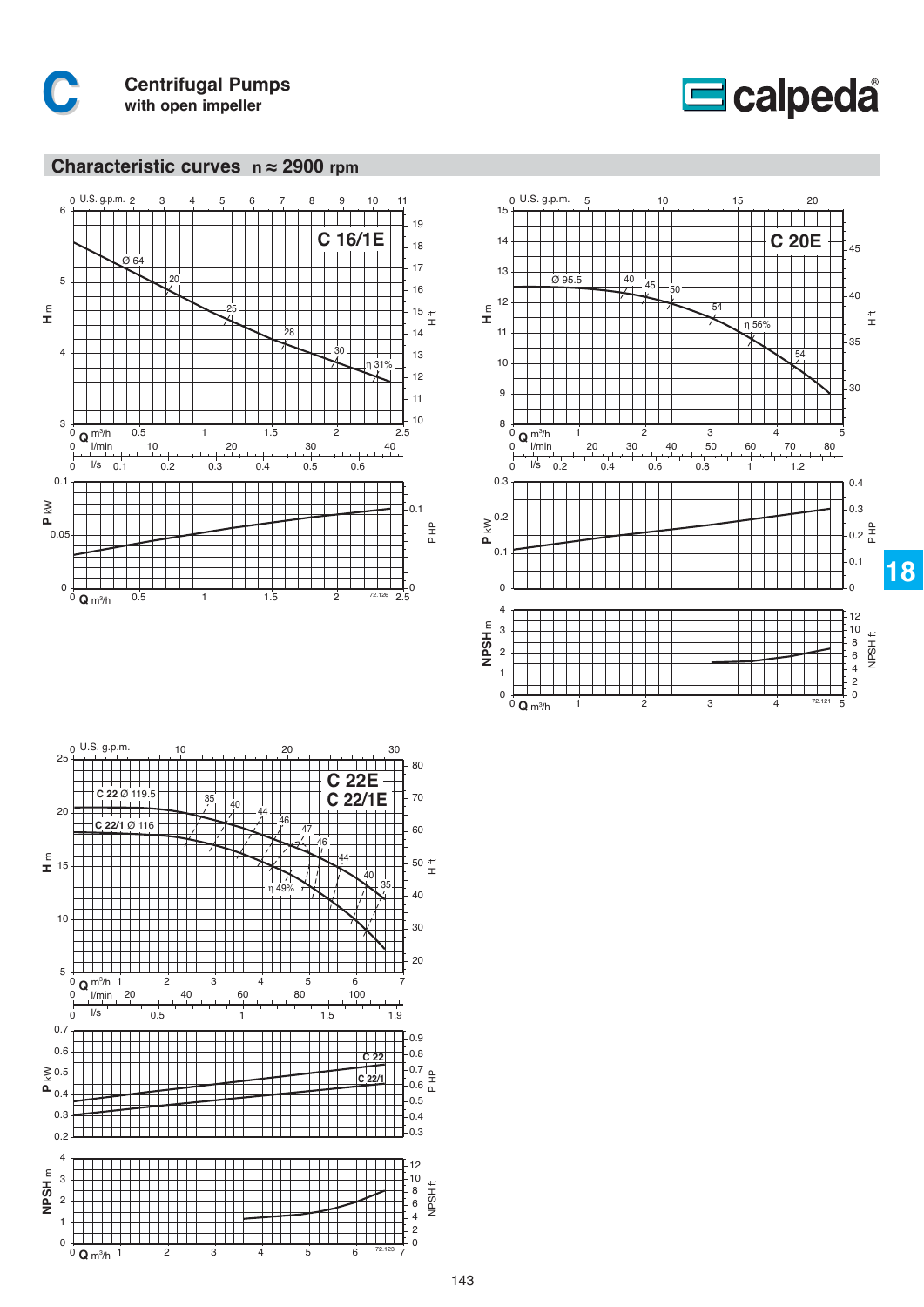# Centrifugal Pumps
**with open impeller**

## Characteristic curves n ≈ 2900 rpm

### C 16/1E

Ø 64

η 20, 25, 28, 30, 31%

H m / H ft — Q m³/h, l/min, l/s, U.S. g.p.m.

P kW / P HP

72.126

### C 20E

Ø 95.5

η 40, 45, 50, 54, 56%, 54

H m / H ft — Q m³/h, l/min, l/s, U.S. g.p.m.

P kW / P HP

NPSH m / NPSH ft

72.121

### C 22E – C 22/1E

C 22 Ø 119.5

C 22/1 Ø 116

η 35, 40, 44, 46, 47, 49%, 46, 44, 40, 35

H m / H ft — Q m³/h, l/min, l/s, U.S. g.p.m.

P kW / P HP: C 22, C 22/1

NPSH m / NPSH ft

72.123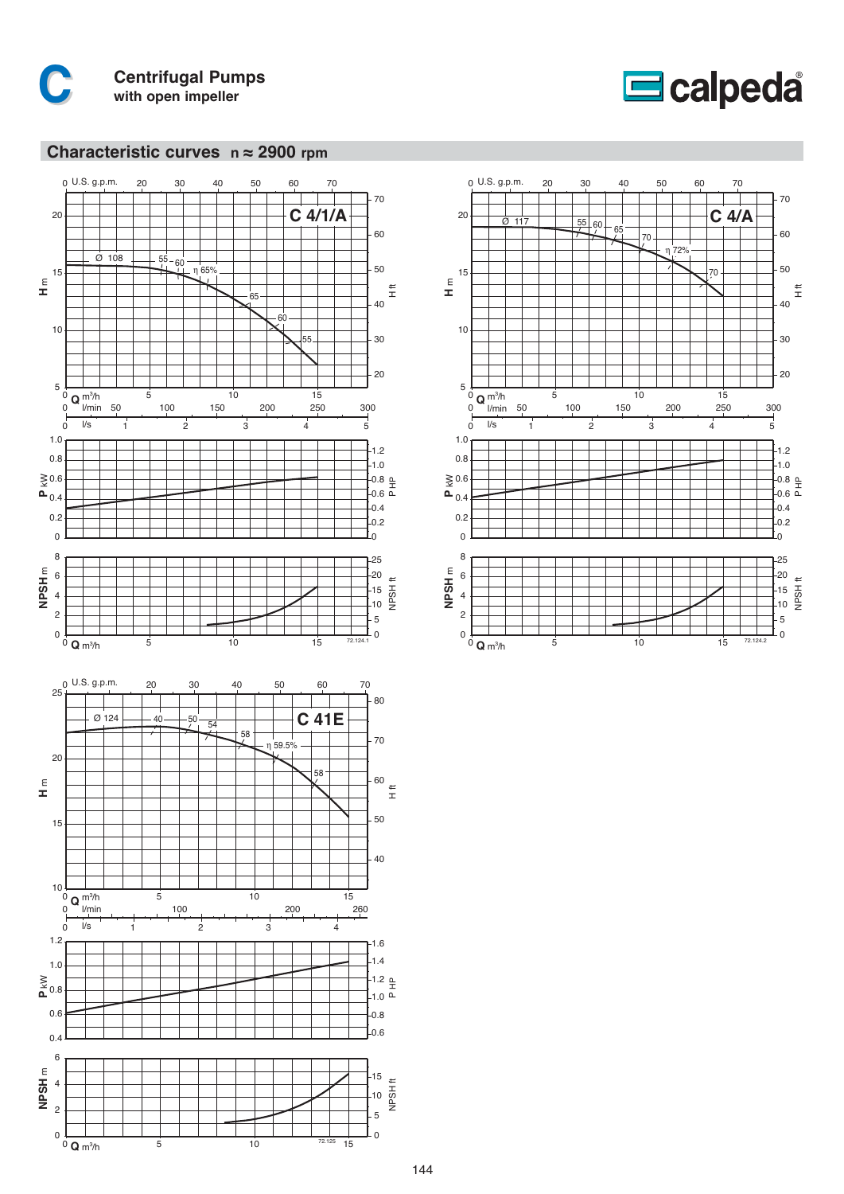# Centrifugal Pumps

**with open impeller**

calpeda®

## Characteristic curves n ≈ 2900 rpm

### C 4/1/A

U.S. g.p.m. 0 20 30 40 50 60 70

H m: 5 10 15 20

H ft: 20 30 40 50 60 70

Ø 108

55 60 η 65% 65 60 55

Q m³/h 0 5 10 15

l/min 0 50 100 150 200 250 300

l/s 0 1 2 3 4 5

P kW: 0 0.2 0.4 0.6 0.8 1.0

P HP: 0 0.2 0.4 0.6 0.8 1.0 1.2

NPSH m: 0 2 4 6 8

NPSH ft: 0 5 10 15 20 25

Q m³/h 0 5 10 15

72.124.1

### C 4/A

U.S. g.p.m. 0 20 30 40 50 60 70

H m: 5 10 15 20

H ft: 20 30 40 50 60 70

Ø 117

55 60 65 70 η 72% 70

Q m³/h 0 5 10 15

l/min 0 50 100 150 200 250 300

l/s 0 1 2 3 4 5

P kW: 0 0.2 0.4 0.6 0.8 1.0

P HP: 0 0.2 0.4 0.6 0.8 1.0 1.2

NPSH m: 0 2 4 6 8

NPSH ft: 0 5 10 15 20 25

Q m³/h 0 5 10 15

72.124.2

### C 41E

U.S. g.p.m. 0 20 30 40 50 60 70

H m: 10 15 20 25

H ft: 40 50 60 70 80

Ø 124

40 50 54 58 η 59.5% 58

Q m³/h 0 5 10 15

l/min 0 100 200 260

l/s 0 1 2 3 4

P kW: 0.4 0.6 0.8 1.0 1.2

P HP: 0.6 0.8 1.0 1.2 1.4 1.6

NPSH m: 0 2 4 6

NPSH ft: 0 5 10 15

Q m³/h 0 5 10 15

72.125